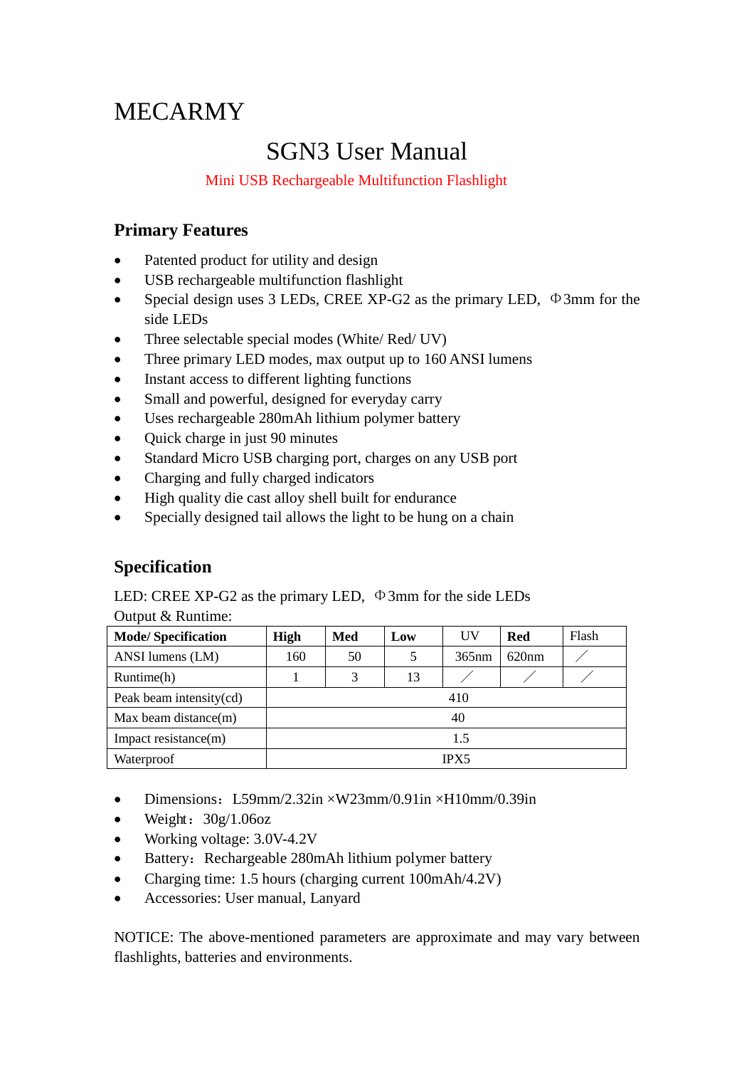MECARMY

# SGN3 User Manual

Mini USB Rechargeable Multifunction Flashlight

## Primary Features

- Patented product for utility and design
- USB rechargeable multifunction flashlight
- Special design uses 3 LEDs, CREE XP-G2 as the primary LED, Φ3mm for the side LEDs
- Three selectable special modes (White/ Red/ UV)
- Three primary LED modes, max output up to 160 ANSI lumens
- Instant access to different lighting functions
- Small and powerful, designed for everyday carry
- Uses rechargeable 280mAh lithium polymer battery
- Quick charge in just 90 minutes
- Standard Micro USB charging port, charges on any USB port
- Charging and fully charged indicators
- High quality die cast alloy shell built for endurance
- Specially designed tail allows the light to be hung on a chain

## Specification

LED: CREE XP-G2 as the primary LED, Φ3mm for the side LEDs

Output & Runtime:

| Mode/ Specification | High | Med | Low | UV | Red | Flash |
|---|---|---|---|---|---|---|
| ANSI lumens (LM) | 160 | 50 | 5 | 365nm | 620nm | / |
| Runtime(h) | 1 | 3 | 13 | / | / | / |
| Peak beam intensity(cd) | 410 | | | | | |
| Max beam distance(m) | 40 | | | | | |
| Impact resistance(m) | 1.5 | | | | | |
| Waterproof | IPX5 | | | | | |

- Dimensions：L59mm/2.32in ×W23mm/0.91in ×H10mm/0.39in
- Weight：30g/1.06oz
- Working voltage: 3.0V-4.2V
- Battery：Rechargeable 280mAh lithium polymer battery
- Charging time: 1.5 hours (charging current 100mAh/4.2V)
- Accessories: User manual, Lanyard

NOTICE: The above-mentioned parameters are approximate and may vary between flashlights, batteries and environments.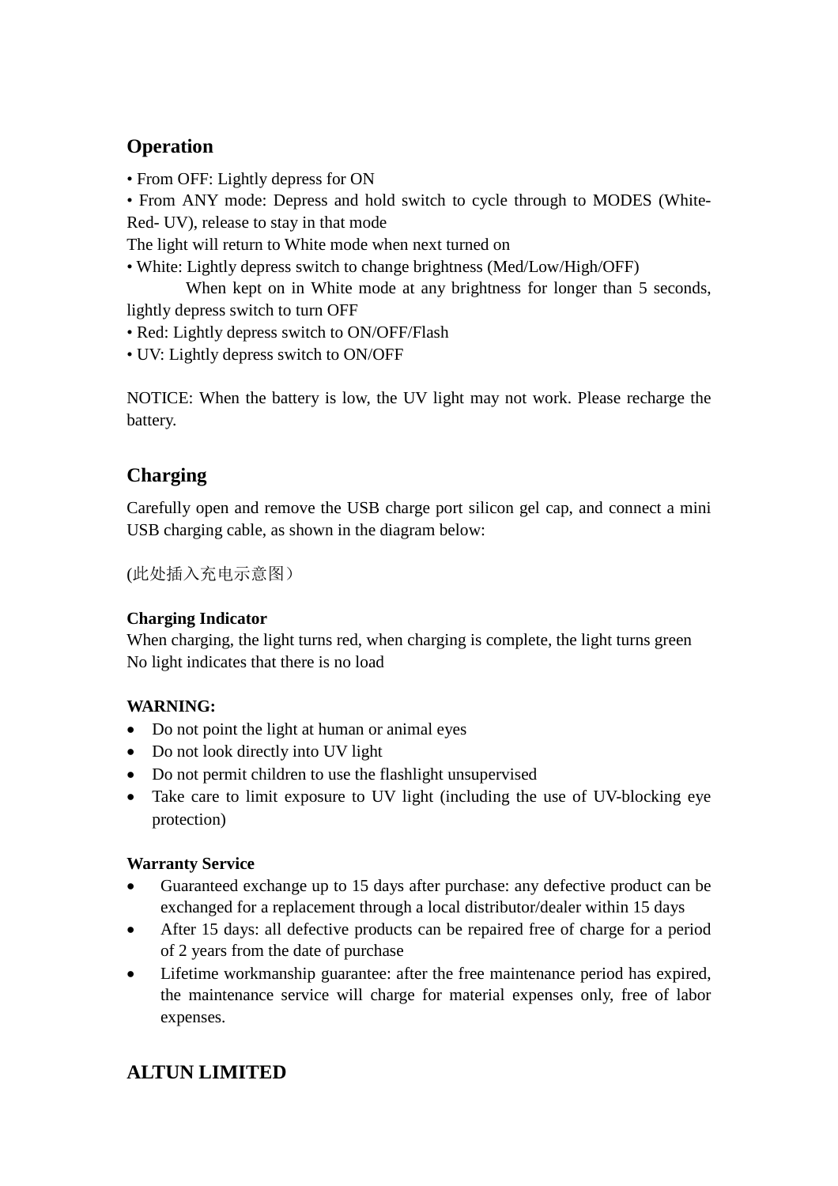## Operation

• From OFF: Lightly depress for ON

• From ANY mode: Depress and hold switch to cycle through to MODES (White-Red- UV), release to stay in that mode

The light will return to White mode when next turned on

• White: Lightly depress switch to change brightness (Med/Low/High/OFF)

When kept on in White mode at any brightness for longer than 5 seconds, lightly depress switch to turn OFF

• Red: Lightly depress switch to ON/OFF/Flash

• UV: Lightly depress switch to ON/OFF

NOTICE: When the battery is low, the UV light may not work. Please recharge the battery.

## Charging

Carefully open and remove the USB charge port silicon gel cap, and connect a mini USB charging cable, as shown in the diagram below:

(此处插入充电示意图）

**Charging Indicator**

When charging, the light turns red, when charging is complete, the light turns green
No light indicates that there is no load

**WARNING:**

- Do not point the light at human or animal eyes
- Do not look directly into UV light
- Do not permit children to use the flashlight unsupervised
- Take care to limit exposure to UV light (including the use of UV-blocking eye protection)

**Warranty Service**

- Guaranteed exchange up to 15 days after purchase: any defective product can be exchanged for a replacement through a local distributor/dealer within 15 days
- After 15 days: all defective products can be repaired free of charge for a period of 2 years from the date of purchase
- Lifetime workmanship guarantee: after the free maintenance period has expired, the maintenance service will charge for material expenses only, free of labor expenses.

## ALTUN LIMITED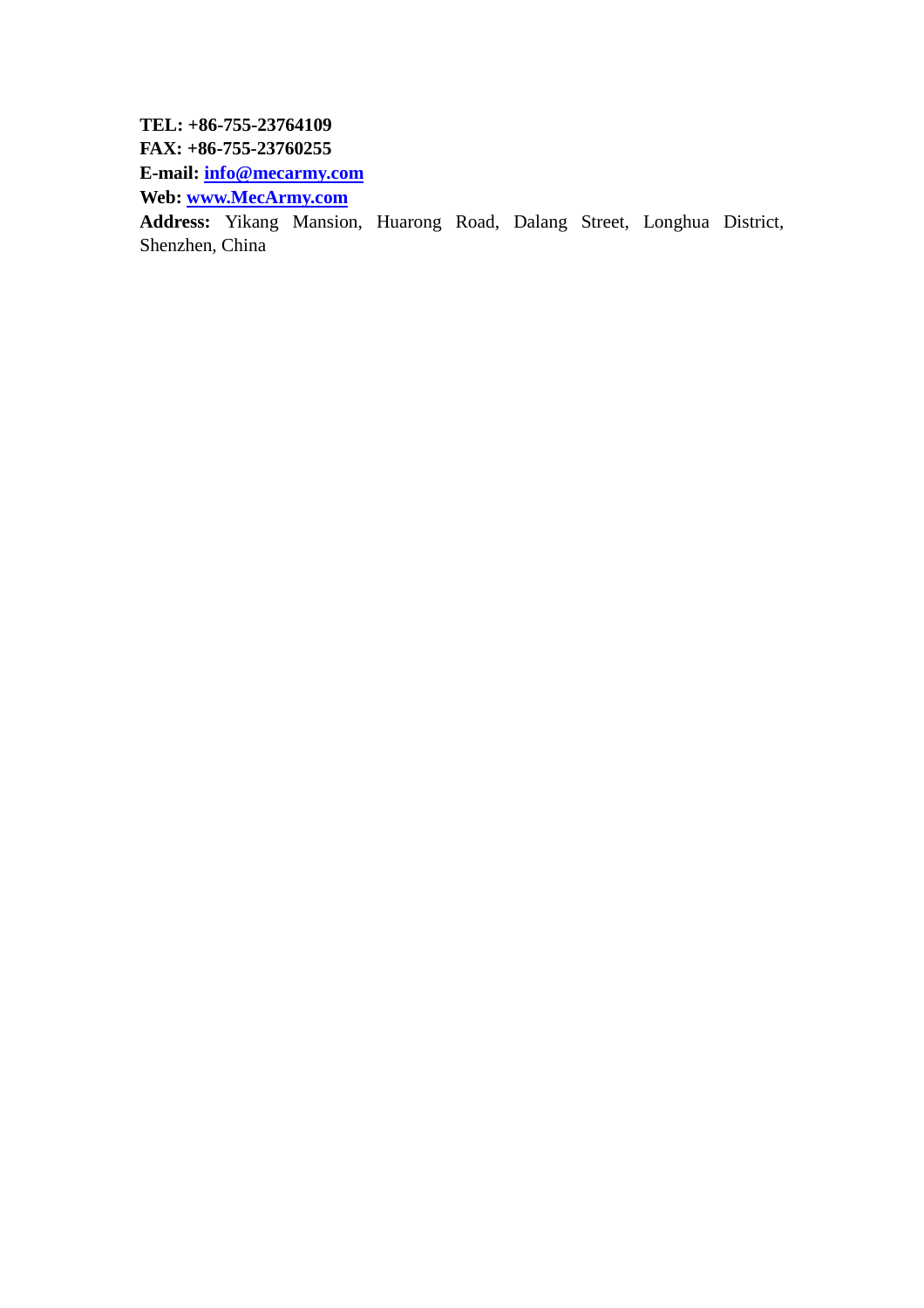**TEL: +86-755-23764109**
**FAX: +86-755-23760255**
**E-mail:** [**info@mecarmy.com**](mailto:info@mecarmy.com)
**Web:** [**www.MecArmy.com**](http://www.MecArmy.com)
**Address:** Yikang Mansion, Huarong Road, Dalang Street, Longhua District, Shenzhen, China